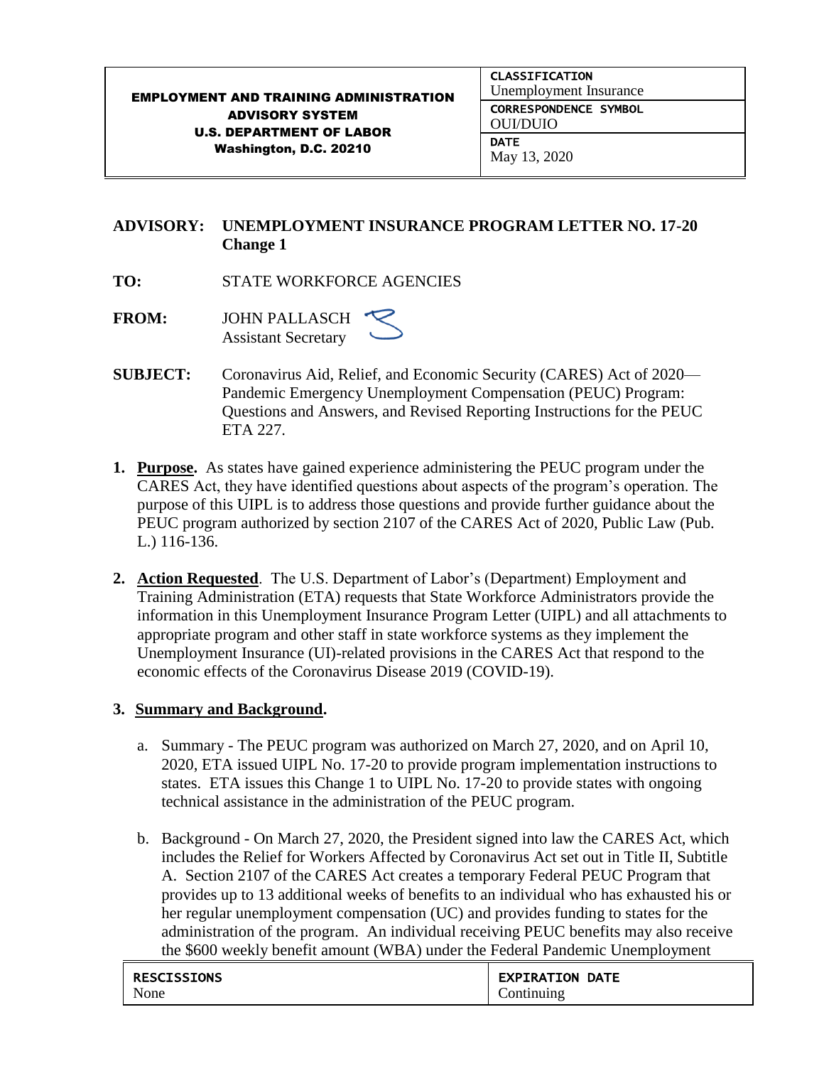| EMPLOYMENT AND TRAINING ADMINISTRATION ADVISORY SYSTEM U.S. DEPARTMENT OF LABOR Washington, D.C. 20210 | CLASSIFICATION Unemployment Insurance |
| --- | --- |
| | CORRESPONDENCE SYMBOL OUI/DUIO |
| | DATE May 13, 2020 |

**ADVISORY:** **UNEMPLOYMENT INSURANCE PROGRAM LETTER NO. 17-20 Change 1**

**TO:** STATE WORKFORCE AGENCIES

**FROM:** JOHN PALLASCH
Assistant Secretary

**SUBJECT:** Coronavirus Aid, Relief, and Economic Security (CARES) Act of 2020—Pandemic Emergency Unemployment Compensation (PEUC) Program: Questions and Answers, and Revised Reporting Instructions for the PEUC ETA 227.

1. **Purpose.** As states have gained experience administering the PEUC program under the CARES Act, they have identified questions about aspects of the program's operation. The purpose of this UIPL is to address those questions and provide further guidance about the PEUC program authorized by section 2107 of the CARES Act of 2020, Public Law (Pub. L.) 116-136.

2. **Action Requested**. The U.S. Department of Labor's (Department) Employment and Training Administration (ETA) requests that State Workforce Administrators provide the information in this Unemployment Insurance Program Letter (UIPL) and all attachments to appropriate program and other staff in state workforce systems as they implement the Unemployment Insurance (UI)-related provisions in the CARES Act that respond to the economic effects of the Coronavirus Disease 2019 (COVID-19).

3. **Summary and Background.**

   a. Summary - The PEUC program was authorized on March 27, 2020, and on April 10, 2020, ETA issued UIPL No. 17-20 to provide program implementation instructions to states. ETA issues this Change 1 to UIPL No. 17-20 to provide states with ongoing technical assistance in the administration of the PEUC program.

   b. Background - On March 27, 2020, the President signed into law the CARES Act, which includes the Relief for Workers Affected by Coronavirus Act set out in Title II, Subtitle A. Section 2107 of the CARES Act creates a temporary Federal PEUC Program that provides up to 13 additional weeks of benefits to an individual who has exhausted his or her regular unemployment compensation (UC) and provides funding to states for the administration of the program. An individual receiving PEUC benefits may also receive the $600 weekly benefit amount (WBA) under the Federal Pandemic Unemployment

| RESCISSIONS | EXPIRATION DATE |
| --- | --- |
| None | Continuing |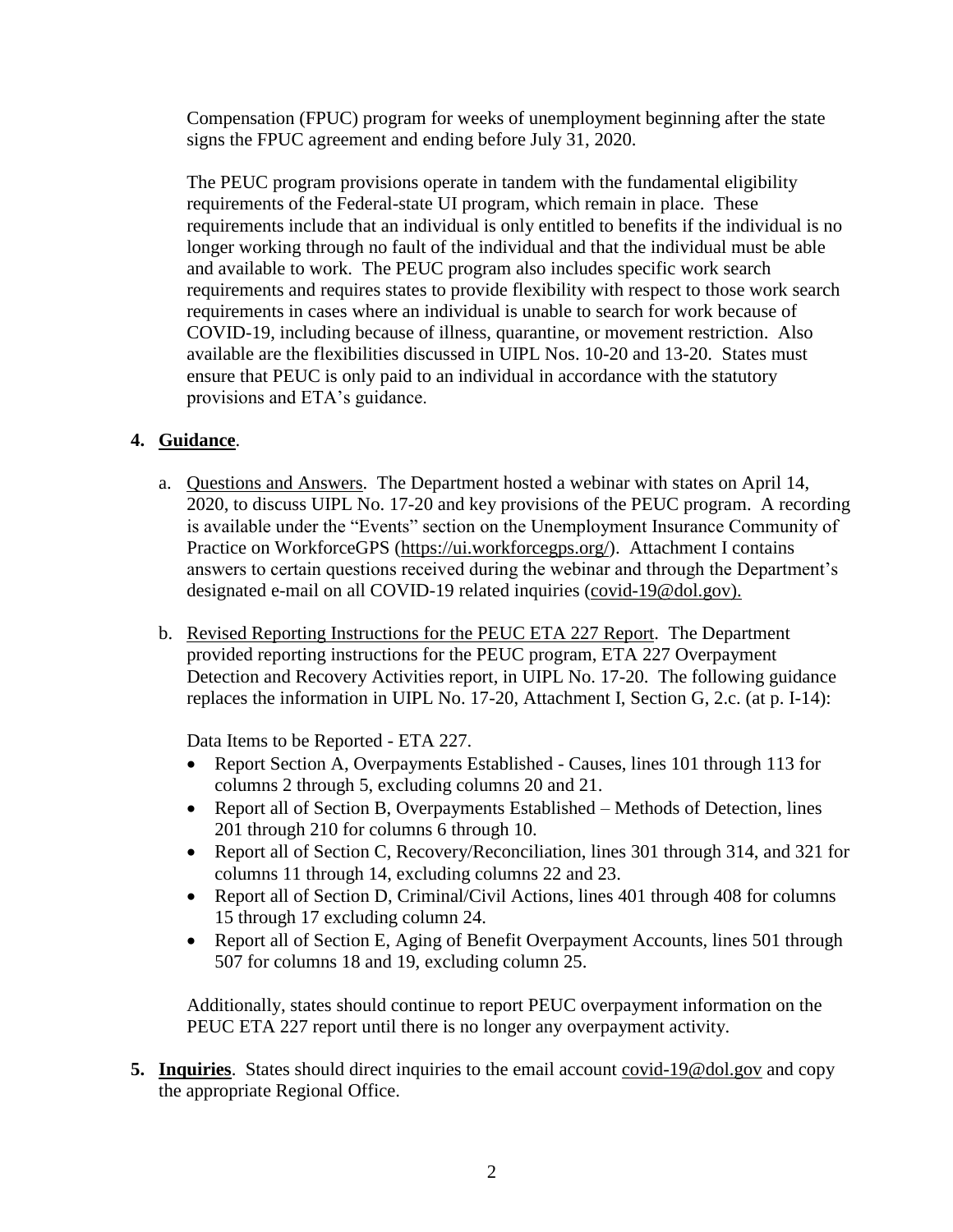Compensation (FPUC) program for weeks of unemployment beginning after the state signs the FPUC agreement and ending before July 31, 2020.

The PEUC program provisions operate in tandem with the fundamental eligibility requirements of the Federal-state UI program, which remain in place. These requirements include that an individual is only entitled to benefits if the individual is no longer working through no fault of the individual and that the individual must be able and available to work. The PEUC program also includes specific work search requirements and requires states to provide flexibility with respect to those work search requirements in cases where an individual is unable to search for work because of COVID-19, including because of illness, quarantine, or movement restriction. Also available are the flexibilities discussed in UIPL Nos. 10-20 and 13-20. States must ensure that PEUC is only paid to an individual in accordance with the statutory provisions and ETA's guidance.

**4. Guidance**.

a. Questions and Answers. The Department hosted a webinar with states on April 14, 2020, to discuss UIPL No. 17-20 and key provisions of the PEUC program. A recording is available under the "Events" section on the Unemployment Insurance Community of Practice on WorkforceGPS (https://ui.workforcegps.org/). Attachment I contains answers to certain questions received during the webinar and through the Department's designated e-mail on all COVID-19 related inquiries (covid-19@dol.gov).

b. Revised Reporting Instructions for the PEUC ETA 227 Report. The Department provided reporting instructions for the PEUC program, ETA 227 Overpayment Detection and Recovery Activities report, in UIPL No. 17-20. The following guidance replaces the information in UIPL No. 17-20, Attachment I, Section G, 2.c. (at p. I-14):

Data Items to be Reported - ETA 227.

- Report Section A, Overpayments Established - Causes, lines 101 through 113 for columns 2 through 5, excluding columns 20 and 21.
- Report all of Section B, Overpayments Established – Methods of Detection, lines 201 through 210 for columns 6 through 10.
- Report all of Section C, Recovery/Reconciliation, lines 301 through 314, and 321 for columns 11 through 14, excluding columns 22 and 23.
- Report all of Section D, Criminal/Civil Actions, lines 401 through 408 for columns 15 through 17 excluding column 24.
- Report all of Section E, Aging of Benefit Overpayment Accounts, lines 501 through 507 for columns 18 and 19, excluding column 25.

Additionally, states should continue to report PEUC overpayment information on the PEUC ETA 227 report until there is no longer any overpayment activity.

**5. Inquiries**. States should direct inquiries to the email account covid-19@dol.gov and copy the appropriate Regional Office.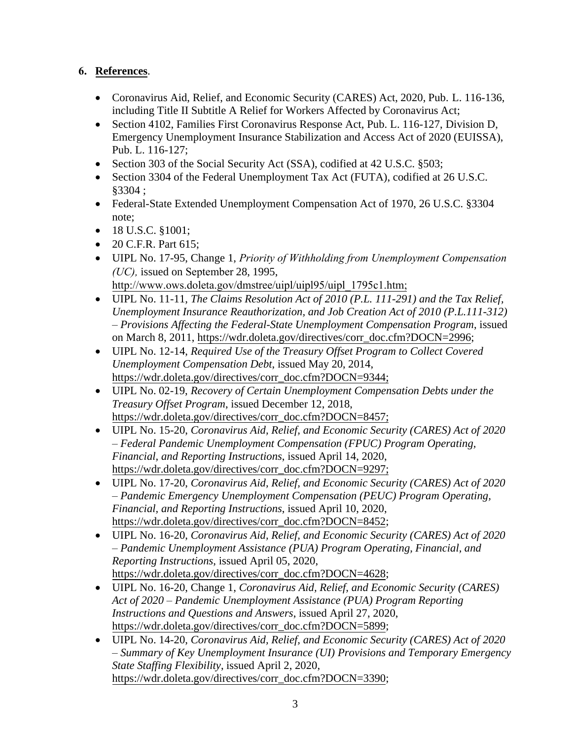**6. References**.

- Coronavirus Aid, Relief, and Economic Security (CARES) Act, 2020, Pub. L. 116-136, including Title II Subtitle A Relief for Workers Affected by Coronavirus Act;
- Section 4102, Families First Coronavirus Response Act, Pub. L. 116-127, Division D, Emergency Unemployment Insurance Stabilization and Access Act of 2020 (EUISSA), Pub. L. 116-127;
- Section 303 of the Social Security Act (SSA), codified at 42 U.S.C. §503;
- Section 3304 of the Federal Unemployment Tax Act (FUTA), codified at 26 U.S.C. §3304 ;
- Federal-State Extended Unemployment Compensation Act of 1970, 26 U.S.C. §3304 note;
- 18 U.S.C. §1001;
- 20 C.F.R. Part 615;
- UIPL No. 17-95, Change 1, *Priority of Withholding from Unemployment Compensation (UC),* issued on September 28, 1995, http://www.ows.doleta.gov/dmstree/uipl/uipl95/uipl_1795c1.htm;
- UIPL No. 11-11, *The Claims Resolution Act of 2010 (P.L. 111-291) and the Tax Relief, Unemployment Insurance Reauthorization, and Job Creation Act of 2010 (P.L.111-312) – Provisions Affecting the Federal-State Unemployment Compensation Program*, issued on March 8, 2011, https://wdr.doleta.gov/directives/corr_doc.cfm?DOCN=2996;
- UIPL No. 12-14, *Required Use of the Treasury Offset Program to Collect Covered Unemployment Compensation Debt*, issued May 20, 2014, https://wdr.doleta.gov/directives/corr_doc.cfm?DOCN=9344;
- UIPL No. 02-19, *Recovery of Certain Unemployment Compensation Debts under the Treasury Offset Program*, issued December 12, 2018, https://wdr.doleta.gov/directives/corr_doc.cfm?DOCN=8457;
- UIPL No. 15-20, *Coronavirus Aid, Relief, and Economic Security (CARES) Act of 2020 – Federal Pandemic Unemployment Compensation (FPUC) Program Operating, Financial, and Reporting Instructions*, issued April 14, 2020, https://wdr.doleta.gov/directives/corr_doc.cfm?DOCN=9297;
- UIPL No. 17-20, *Coronavirus Aid, Relief, and Economic Security (CARES) Act of 2020 – Pandemic Emergency Unemployment Compensation (PEUC) Program Operating, Financial, and Reporting Instructions*, issued April 10, 2020, https://wdr.doleta.gov/directives/corr_doc.cfm?DOCN=8452;
- UIPL No. 16-20, *Coronavirus Aid, Relief, and Economic Security (CARES) Act of 2020 – Pandemic Unemployment Assistance (PUA) Program Operating, Financial, and Reporting Instructions*, issued April 05, 2020, https://wdr.doleta.gov/directives/corr_doc.cfm?DOCN=4628;
- UIPL No. 16-20, Change 1, *Coronavirus Aid, Relief, and Economic Security (CARES) Act of 2020 – Pandemic Unemployment Assistance (PUA) Program Reporting Instructions and Questions and Answers*, issued April 27, 2020, https://wdr.doleta.gov/directives/corr_doc.cfm?DOCN=5899;
- UIPL No. 14-20, *Coronavirus Aid, Relief, and Economic Security (CARES) Act of 2020 – Summary of Key Unemployment Insurance (UI) Provisions and Temporary Emergency State Staffing Flexibility*, issued April 2, 2020, https://wdr.doleta.gov/directives/corr_doc.cfm?DOCN=3390;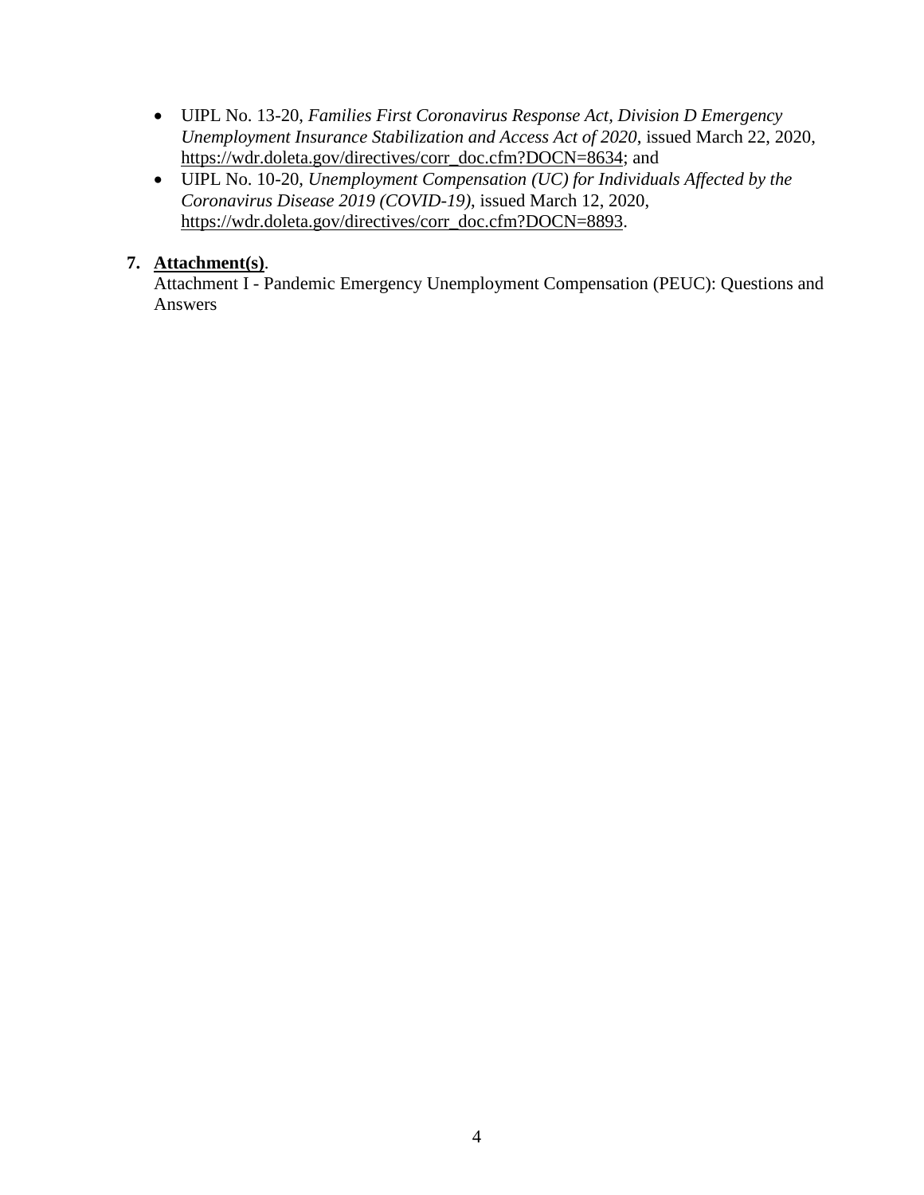- UIPL No. 13-20, *Families First Coronavirus Response Act, Division D Emergency Unemployment Insurance Stabilization and Access Act of 2020*, issued March 22, 2020, https://wdr.doleta.gov/directives/corr_doc.cfm?DOCN=8634; and
- UIPL No. 10-20, *Unemployment Compensation (UC) for Individuals Affected by the Coronavirus Disease 2019 (COVID-19)*, issued March 12, 2020, https://wdr.doleta.gov/directives/corr_doc.cfm?DOCN=8893.

**7. Attachment(s)**.

Attachment I - Pandemic Emergency Unemployment Compensation (PEUC): Questions and Answers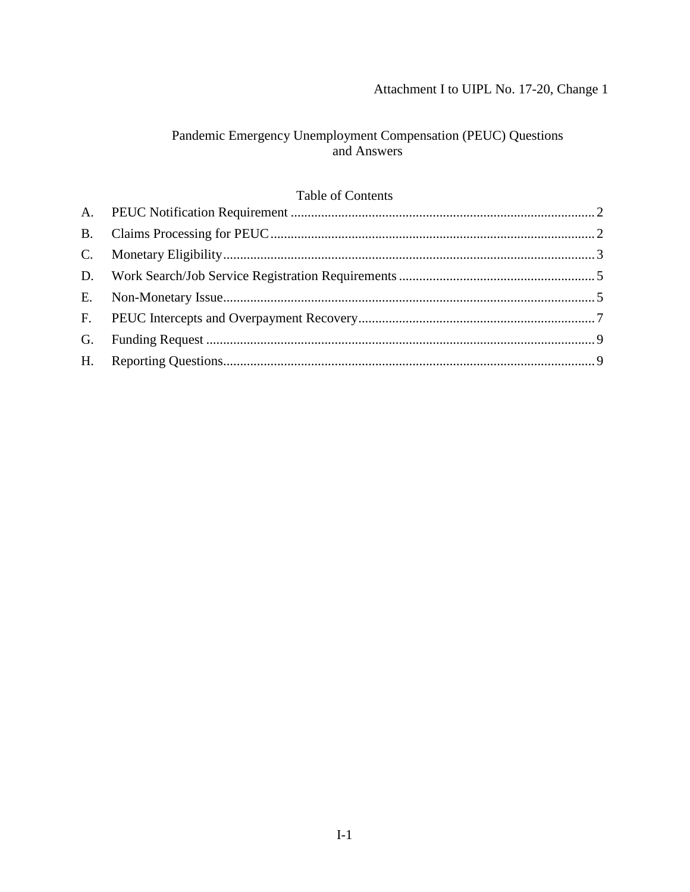Attachment I to UIPL No. 17-20, Change 1

# Pandemic Emergency Unemployment Compensation (PEUC) Questions and Answers

## Table of Contents

A. PEUC Notification Requirement ........ 2
B. Claims Processing for PEUC ........ 2
C. Monetary Eligibility ........ 3
D. Work Search/Job Service Registration Requirements ........ 5
E. Non-Monetary Issue ........ 5
F. PEUC Intercepts and Overpayment Recovery ........ 7
G. Funding Request ........ 9
H. Reporting Questions ........ 9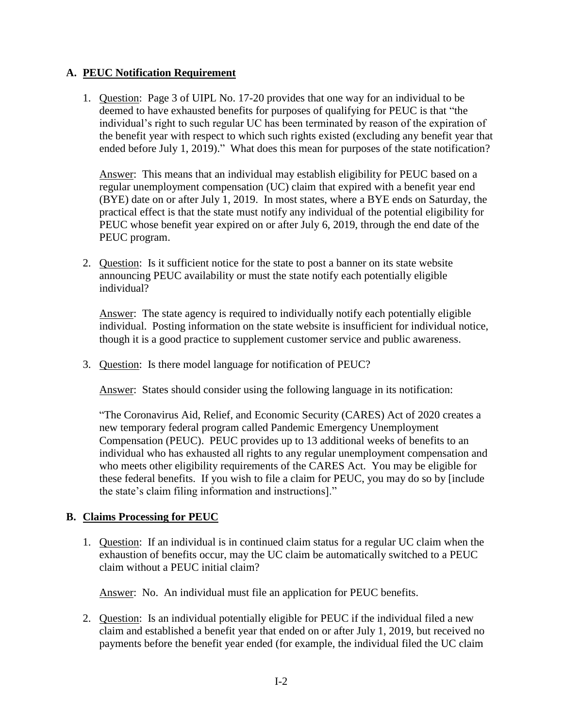## A. PEUC Notification Requirement

1. Question: Page 3 of UIPL No. 17-20 provides that one way for an individual to be deemed to have exhausted benefits for purposes of qualifying for PEUC is that "the individual's right to such regular UC has been terminated by reason of the expiration of the benefit year with respect to which such rights existed (excluding any benefit year that ended before July 1, 2019)." What does this mean for purposes of the state notification?

   Answer: This means that an individual may establish eligibility for PEUC based on a regular unemployment compensation (UC) claim that expired with a benefit year end (BYE) date on or after July 1, 2019. In most states, where a BYE ends on Saturday, the practical effect is that the state must notify any individual of the potential eligibility for PEUC whose benefit year expired on or after July 6, 2019, through the end date of the PEUC program.

2. Question: Is it sufficient notice for the state to post a banner on its state website announcing PEUC availability or must the state notify each potentially eligible individual?

   Answer: The state agency is required to individually notify each potentially eligible individual. Posting information on the state website is insufficient for individual notice, though it is a good practice to supplement customer service and public awareness.

3. Question: Is there model language for notification of PEUC?

   Answer: States should consider using the following language in its notification:

   "The Coronavirus Aid, Relief, and Economic Security (CARES) Act of 2020 creates a new temporary federal program called Pandemic Emergency Unemployment Compensation (PEUC). PEUC provides up to 13 additional weeks of benefits to an individual who has exhausted all rights to any regular unemployment compensation and who meets other eligibility requirements of the CARES Act. You may be eligible for these federal benefits. If you wish to file a claim for PEUC, you may do so by [include the state's claim filing information and instructions]."

## B. Claims Processing for PEUC

1. Question: If an individual is in continued claim status for a regular UC claim when the exhaustion of benefits occur, may the UC claim be automatically switched to a PEUC claim without a PEUC initial claim?

   Answer: No. An individual must file an application for PEUC benefits.

2. Question: Is an individual potentially eligible for PEUC if the individual filed a new claim and established a benefit year that ended on or after July 1, 2019, but received no payments before the benefit year ended (for example, the individual filed the UC claim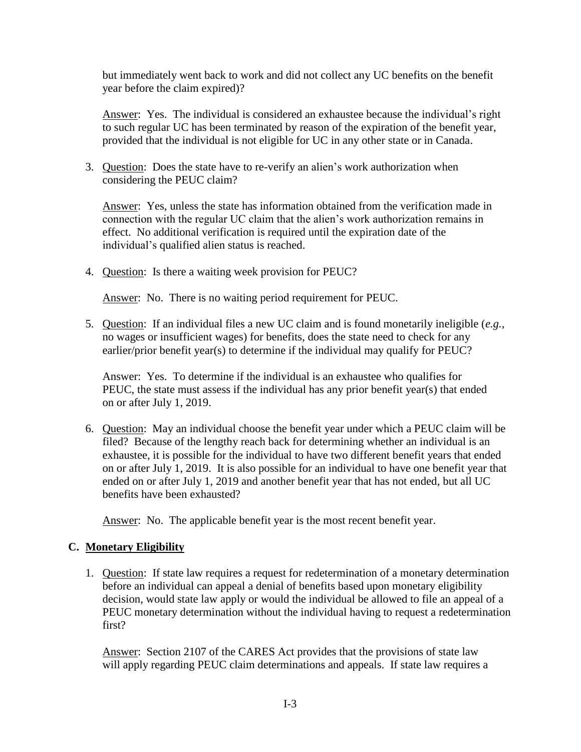but immediately went back to work and did not collect any UC benefits on the benefit year before the claim expired)?

Answer: Yes. The individual is considered an exhaustee because the individual's right to such regular UC has been terminated by reason of the expiration of the benefit year, provided that the individual is not eligible for UC in any other state or in Canada.

3. Question: Does the state have to re-verify an alien's work authorization when considering the PEUC claim?

   Answer: Yes, unless the state has information obtained from the verification made in connection with the regular UC claim that the alien's work authorization remains in effect. No additional verification is required until the expiration date of the individual's qualified alien status is reached.

4. Question: Is there a waiting week provision for PEUC?

   Answer: No. There is no waiting period requirement for PEUC.

5. Question: If an individual files a new UC claim and is found monetarily ineligible (*e.g.*, no wages or insufficient wages) for benefits, does the state need to check for any earlier/prior benefit year(s) to determine if the individual may qualify for PEUC?

   Answer: Yes. To determine if the individual is an exhaustee who qualifies for PEUC, the state must assess if the individual has any prior benefit year(s) that ended on or after July 1, 2019.

6. Question: May an individual choose the benefit year under which a PEUC claim will be filed? Because of the lengthy reach back for determining whether an individual is an exhaustee, it is possible for the individual to have two different benefit years that ended on or after July 1, 2019. It is also possible for an individual to have one benefit year that ended on or after July 1, 2019 and another benefit year that has not ended, but all UC benefits have been exhausted?

   Answer: No. The applicable benefit year is the most recent benefit year.

## C. Monetary Eligibility

1. Question: If state law requires a request for redetermination of a monetary determination before an individual can appeal a denial of benefits based upon monetary eligibility decision, would state law apply or would the individual be allowed to file an appeal of a PEUC monetary determination without the individual having to request a redetermination first?

   Answer: Section 2107 of the CARES Act provides that the provisions of state law will apply regarding PEUC claim determinations and appeals. If state law requires a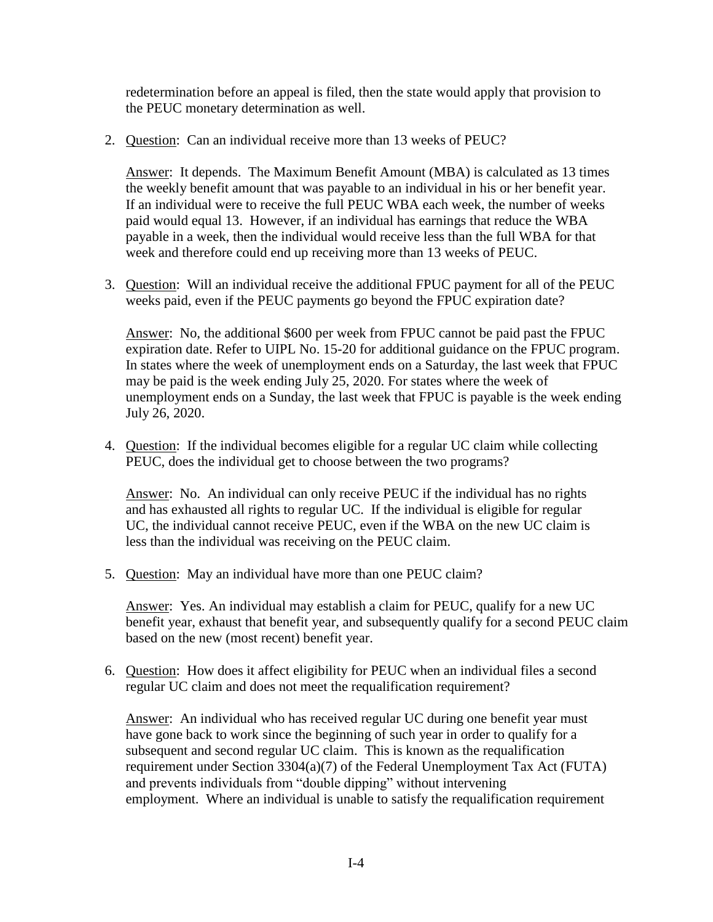redetermination before an appeal is filed, then the state would apply that provision to the PEUC monetary determination as well.

2. Question: Can an individual receive more than 13 weeks of PEUC?

   Answer: It depends. The Maximum Benefit Amount (MBA) is calculated as 13 times the weekly benefit amount that was payable to an individual in his or her benefit year. If an individual were to receive the full PEUC WBA each week, the number of weeks paid would equal 13. However, if an individual has earnings that reduce the WBA payable in a week, then the individual would receive less than the full WBA for that week and therefore could end up receiving more than 13 weeks of PEUC.

3. Question: Will an individual receive the additional FPUC payment for all of the PEUC weeks paid, even if the PEUC payments go beyond the FPUC expiration date?

   Answer: No, the additional $600 per week from FPUC cannot be paid past the FPUC expiration date. Refer to UIPL No. 15-20 for additional guidance on the FPUC program. In states where the week of unemployment ends on a Saturday, the last week that FPUC may be paid is the week ending July 25, 2020. For states where the week of unemployment ends on a Sunday, the last week that FPUC is payable is the week ending July 26, 2020.

4. Question: If the individual becomes eligible for a regular UC claim while collecting PEUC, does the individual get to choose between the two programs?

   Answer: No. An individual can only receive PEUC if the individual has no rights and has exhausted all rights to regular UC. If the individual is eligible for regular UC, the individual cannot receive PEUC, even if the WBA on the new UC claim is less than the individual was receiving on the PEUC claim.

5. Question: May an individual have more than one PEUC claim?

   Answer: Yes. An individual may establish a claim for PEUC, qualify for a new UC benefit year, exhaust that benefit year, and subsequently qualify for a second PEUC claim based on the new (most recent) benefit year.

6. Question: How does it affect eligibility for PEUC when an individual files a second regular UC claim and does not meet the requalification requirement?

   Answer: An individual who has received regular UC during one benefit year must have gone back to work since the beginning of such year in order to qualify for a subsequent and second regular UC claim. This is known as the requalification requirement under Section 3304(a)(7) of the Federal Unemployment Tax Act (FUTA) and prevents individuals from "double dipping" without intervening employment. Where an individual is unable to satisfy the requalification requirement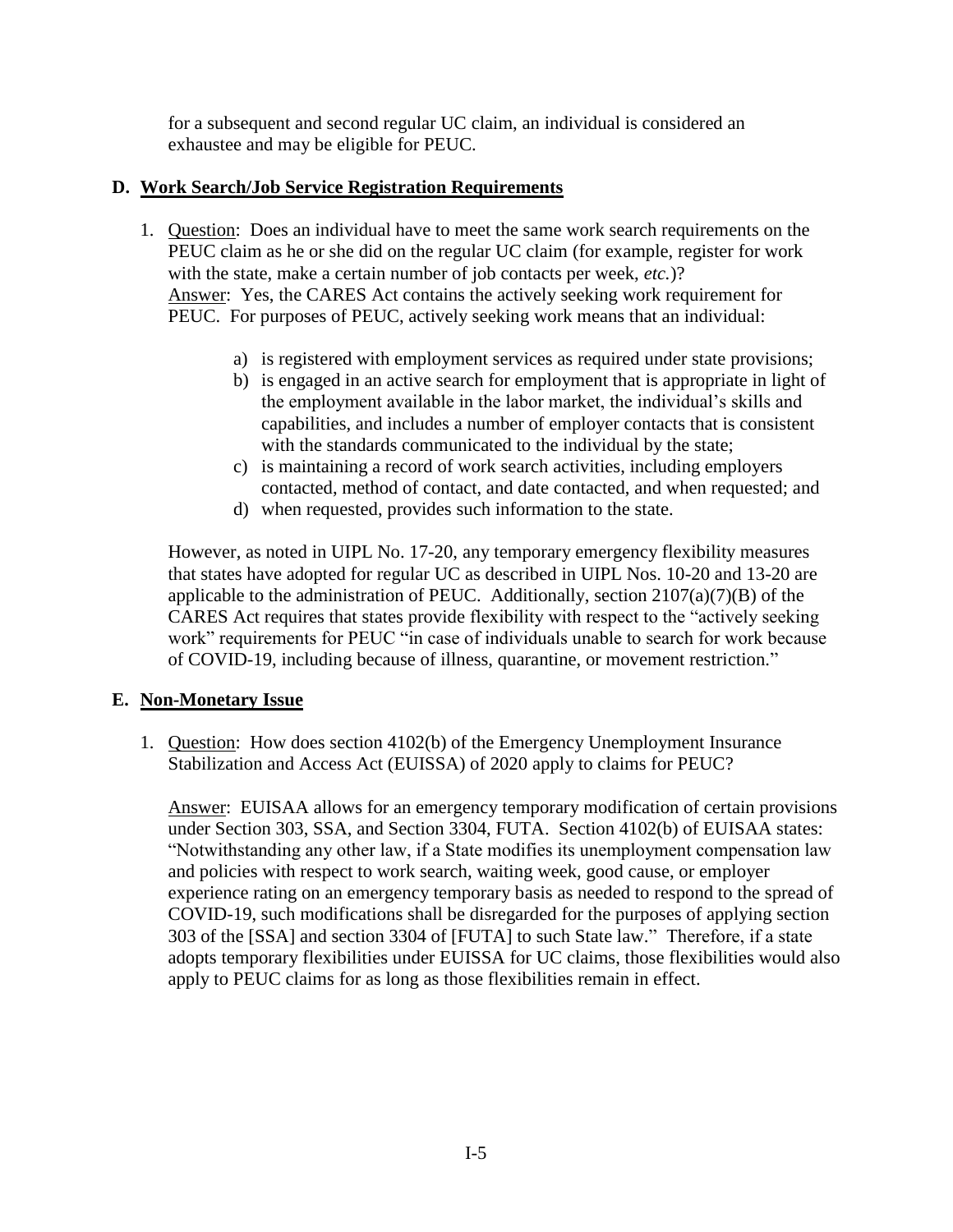for a subsequent and second regular UC claim, an individual is considered an exhaustee and may be eligible for PEUC.

## D. Work Search/Job Service Registration Requirements

1. Question: Does an individual have to meet the same work search requirements on the PEUC claim as he or she did on the regular UC claim (for example, register for work with the state, make a certain number of job contacts per week, *etc.*)?
   Answer: Yes, the CARES Act contains the actively seeking work requirement for PEUC. For purposes of PEUC, actively seeking work means that an individual:

   a) is registered with employment services as required under state provisions;
   b) is engaged in an active search for employment that is appropriate in light of the employment available in the labor market, the individual's skills and capabilities, and includes a number of employer contacts that is consistent with the standards communicated to the individual by the state;
   c) is maintaining a record of work search activities, including employers contacted, method of contact, and date contacted, and when requested; and
   d) when requested, provides such information to the state.

   However, as noted in UIPL No. 17-20, any temporary emergency flexibility measures that states have adopted for regular UC as described in UIPL Nos. 10-20 and 13-20 are applicable to the administration of PEUC. Additionally, section 2107(a)(7)(B) of the CARES Act requires that states provide flexibility with respect to the "actively seeking work" requirements for PEUC "in case of individuals unable to search for work because of COVID-19, including because of illness, quarantine, or movement restriction."

## E. Non-Monetary Issue

1. Question: How does section 4102(b) of the Emergency Unemployment Insurance Stabilization and Access Act (EUISSA) of 2020 apply to claims for PEUC?

   Answer: EUISAA allows for an emergency temporary modification of certain provisions under Section 303, SSA, and Section 3304, FUTA. Section 4102(b) of EUISAA states: "Notwithstanding any other law, if a State modifies its unemployment compensation law and policies with respect to work search, waiting week, good cause, or employer experience rating on an emergency temporary basis as needed to respond to the spread of COVID-19, such modifications shall be disregarded for the purposes of applying section 303 of the [SSA] and section 3304 of [FUTA] to such State law." Therefore, if a state adopts temporary flexibilities under EUISSA for UC claims, those flexibilities would also apply to PEUC claims for as long as those flexibilities remain in effect.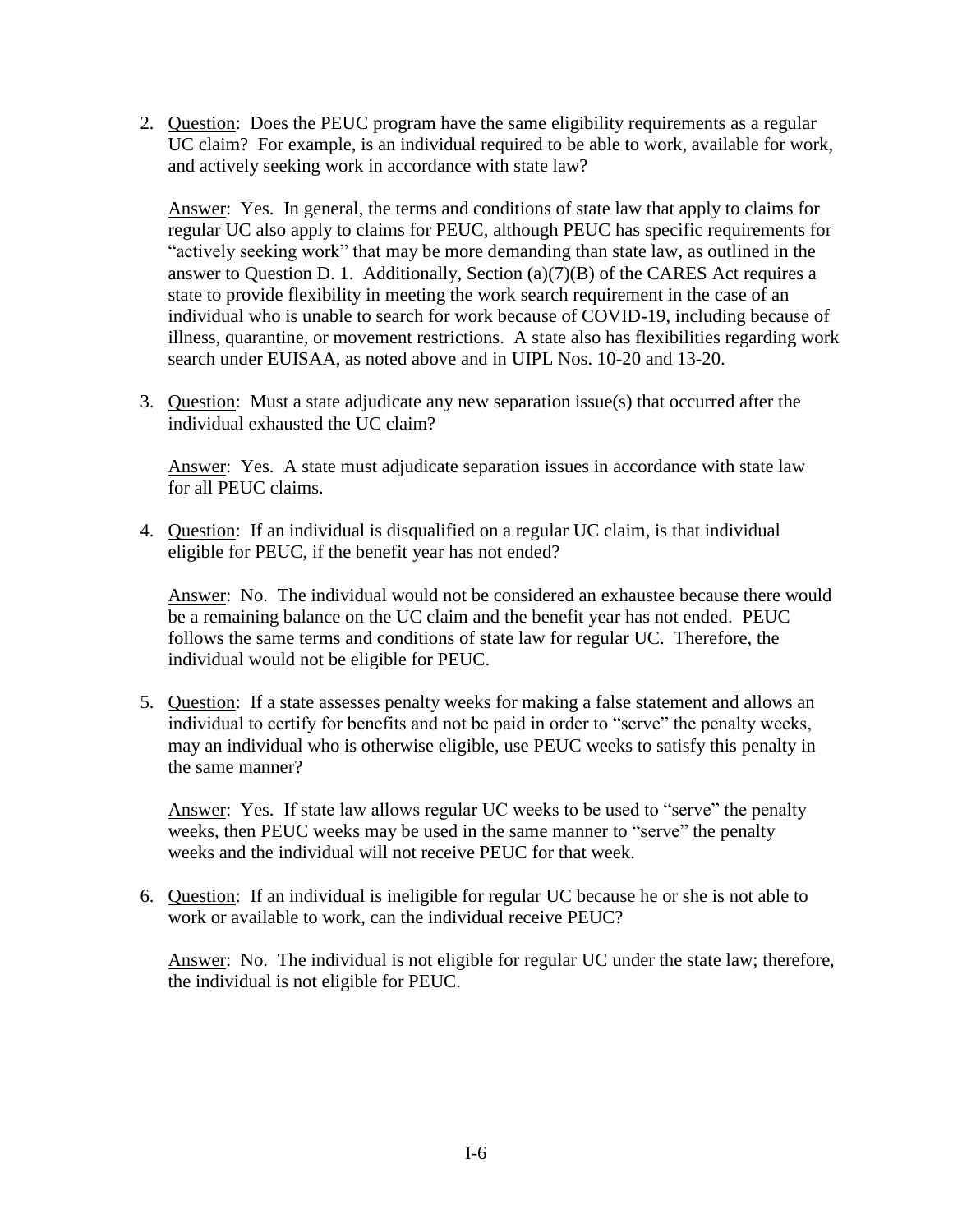2. Question: Does the PEUC program have the same eligibility requirements as a regular UC claim? For example, is an individual required to be able to work, available for work, and actively seeking work in accordance with state law?

   Answer: Yes. In general, the terms and conditions of state law that apply to claims for regular UC also apply to claims for PEUC, although PEUC has specific requirements for "actively seeking work" that may be more demanding than state law, as outlined in the answer to Question D. 1. Additionally, Section (a)(7)(B) of the CARES Act requires a state to provide flexibility in meeting the work search requirement in the case of an individual who is unable to search for work because of COVID-19, including because of illness, quarantine, or movement restrictions. A state also has flexibilities regarding work search under EUISAA, as noted above and in UIPL Nos. 10-20 and 13-20.

3. Question: Must a state adjudicate any new separation issue(s) that occurred after the individual exhausted the UC claim?

   Answer: Yes. A state must adjudicate separation issues in accordance with state law for all PEUC claims.

4. Question: If an individual is disqualified on a regular UC claim, is that individual eligible for PEUC, if the benefit year has not ended?

   Answer: No. The individual would not be considered an exhaustee because there would be a remaining balance on the UC claim and the benefit year has not ended. PEUC follows the same terms and conditions of state law for regular UC. Therefore, the individual would not be eligible for PEUC.

5. Question: If a state assesses penalty weeks for making a false statement and allows an individual to certify for benefits and not be paid in order to "serve" the penalty weeks, may an individual who is otherwise eligible, use PEUC weeks to satisfy this penalty in the same manner?

   Answer: Yes. If state law allows regular UC weeks to be used to "serve" the penalty weeks, then PEUC weeks may be used in the same manner to "serve" the penalty weeks and the individual will not receive PEUC for that week.

6. Question: If an individual is ineligible for regular UC because he or she is not able to work or available to work, can the individual receive PEUC?

   Answer: No. The individual is not eligible for regular UC under the state law; therefore, the individual is not eligible for PEUC.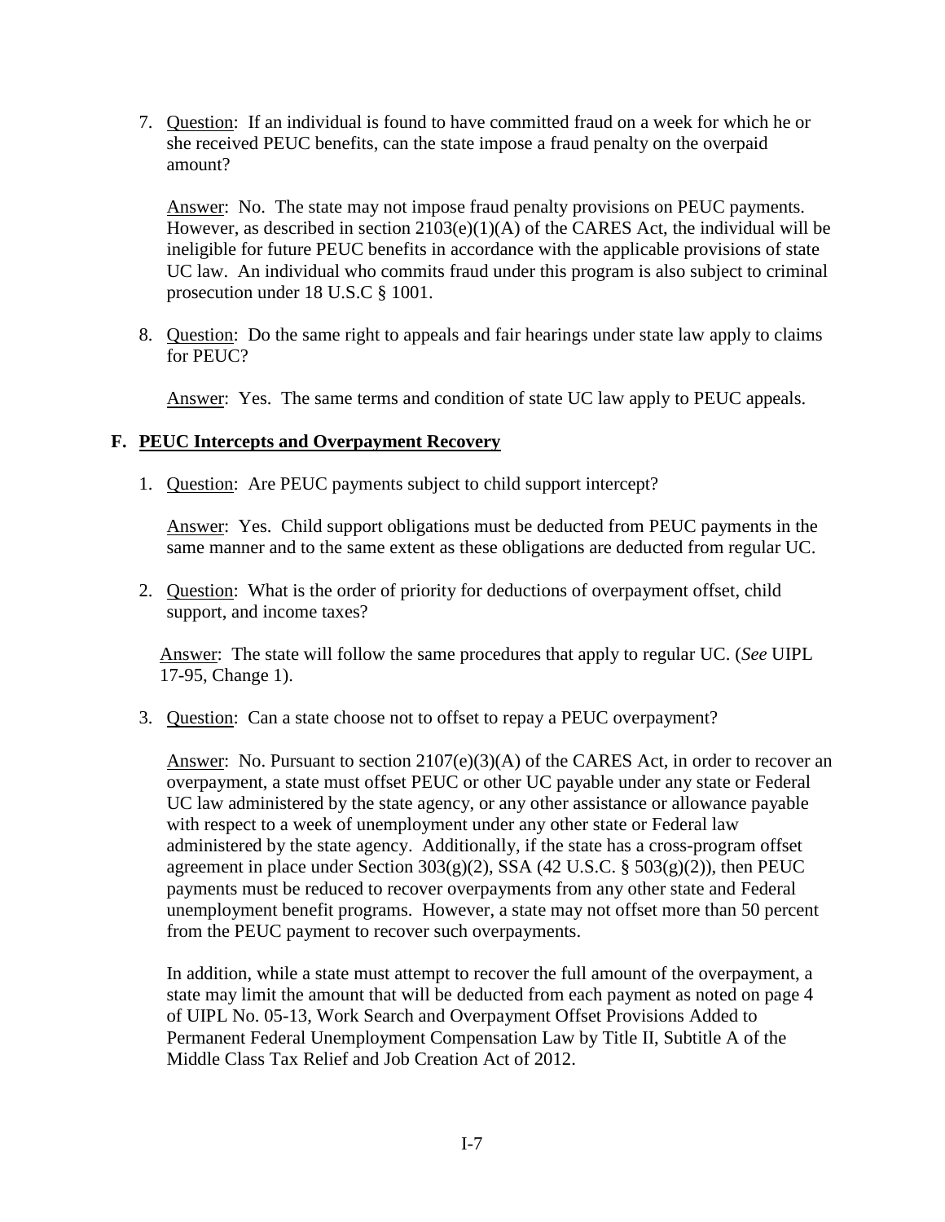7. Question: If an individual is found to have committed fraud on a week for which he or she received PEUC benefits, can the state impose a fraud penalty on the overpaid amount?

   Answer: No. The state may not impose fraud penalty provisions on PEUC payments. However, as described in section 2103(e)(1)(A) of the CARES Act, the individual will be ineligible for future PEUC benefits in accordance with the applicable provisions of state UC law. An individual who commits fraud under this program is also subject to criminal prosecution under 18 U.S.C § 1001.

8. Question: Do the same right to appeals and fair hearings under state law apply to claims for PEUC?

   Answer: Yes. The same terms and condition of state UC law apply to PEUC appeals.

### F. PEUC Intercepts and Overpayment Recovery

1. Question: Are PEUC payments subject to child support intercept?

   Answer: Yes. Child support obligations must be deducted from PEUC payments in the same manner and to the same extent as these obligations are deducted from regular UC.

2. Question: What is the order of priority for deductions of overpayment offset, child support, and income taxes?

   Answer: The state will follow the same procedures that apply to regular UC. (*See* UIPL 17-95, Change 1).

3. Question: Can a state choose not to offset to repay a PEUC overpayment?

   Answer: No. Pursuant to section 2107(e)(3)(A) of the CARES Act, in order to recover an overpayment, a state must offset PEUC or other UC payable under any state or Federal UC law administered by the state agency, or any other assistance or allowance payable with respect to a week of unemployment under any other state or Federal law administered by the state agency. Additionally, if the state has a cross-program offset agreement in place under Section 303(g)(2), SSA (42 U.S.C. § 503(g)(2)), then PEUC payments must be reduced to recover overpayments from any other state and Federal unemployment benefit programs. However, a state may not offset more than 50 percent from the PEUC payment to recover such overpayments.

   In addition, while a state must attempt to recover the full amount of the overpayment, a state may limit the amount that will be deducted from each payment as noted on page 4 of UIPL No. 05-13, Work Search and Overpayment Offset Provisions Added to Permanent Federal Unemployment Compensation Law by Title II, Subtitle A of the Middle Class Tax Relief and Job Creation Act of 2012.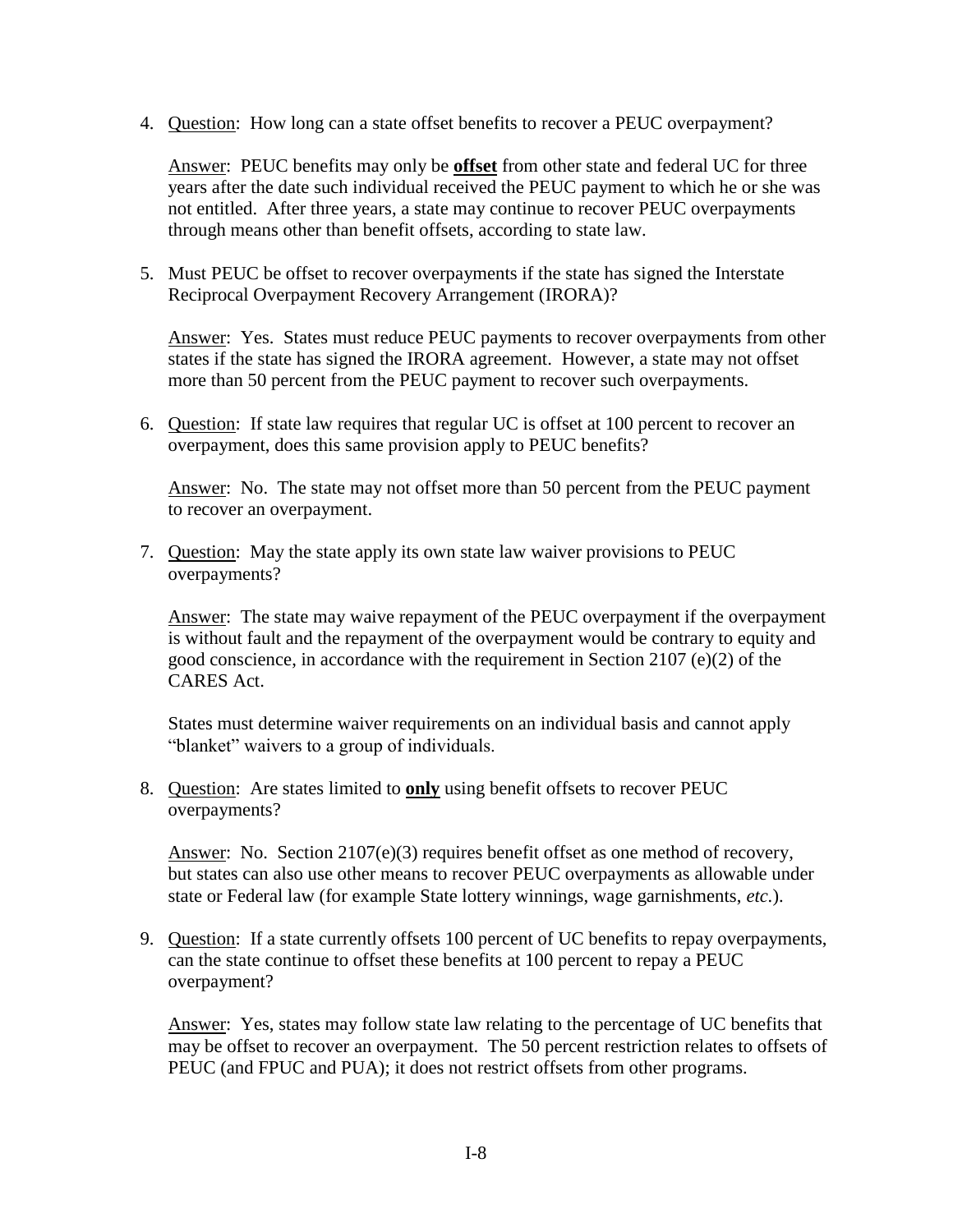4. Question: How long can a state offset benefits to recover a PEUC overpayment?

   Answer: PEUC benefits may only be **offset** from other state and federal UC for three years after the date such individual received the PEUC payment to which he or she was not entitled. After three years, a state may continue to recover PEUC overpayments through means other than benefit offsets, according to state law.

5. Must PEUC be offset to recover overpayments if the state has signed the Interstate Reciprocal Overpayment Recovery Arrangement (IRORA)?

   Answer: Yes. States must reduce PEUC payments to recover overpayments from other states if the state has signed the IRORA agreement. However, a state may not offset more than 50 percent from the PEUC payment to recover such overpayments.

6. Question: If state law requires that regular UC is offset at 100 percent to recover an overpayment, does this same provision apply to PEUC benefits?

   Answer: No. The state may not offset more than 50 percent from the PEUC payment to recover an overpayment.

7. Question: May the state apply its own state law waiver provisions to PEUC overpayments?

   Answer: The state may waive repayment of the PEUC overpayment if the overpayment is without fault and the repayment of the overpayment would be contrary to equity and good conscience, in accordance with the requirement in Section 2107 (e)(2) of the CARES Act.

   States must determine waiver requirements on an individual basis and cannot apply "blanket" waivers to a group of individuals.

8. Question: Are states limited to **only** using benefit offsets to recover PEUC overpayments?

   Answer: No. Section 2107(e)(3) requires benefit offset as one method of recovery, but states can also use other means to recover PEUC overpayments as allowable under state or Federal law (for example State lottery winnings, wage garnishments, *etc*.).

9. Question: If a state currently offsets 100 percent of UC benefits to repay overpayments, can the state continue to offset these benefits at 100 percent to repay a PEUC overpayment?

   Answer: Yes, states may follow state law relating to the percentage of UC benefits that may be offset to recover an overpayment. The 50 percent restriction relates to offsets of PEUC (and FPUC and PUA); it does not restrict offsets from other programs.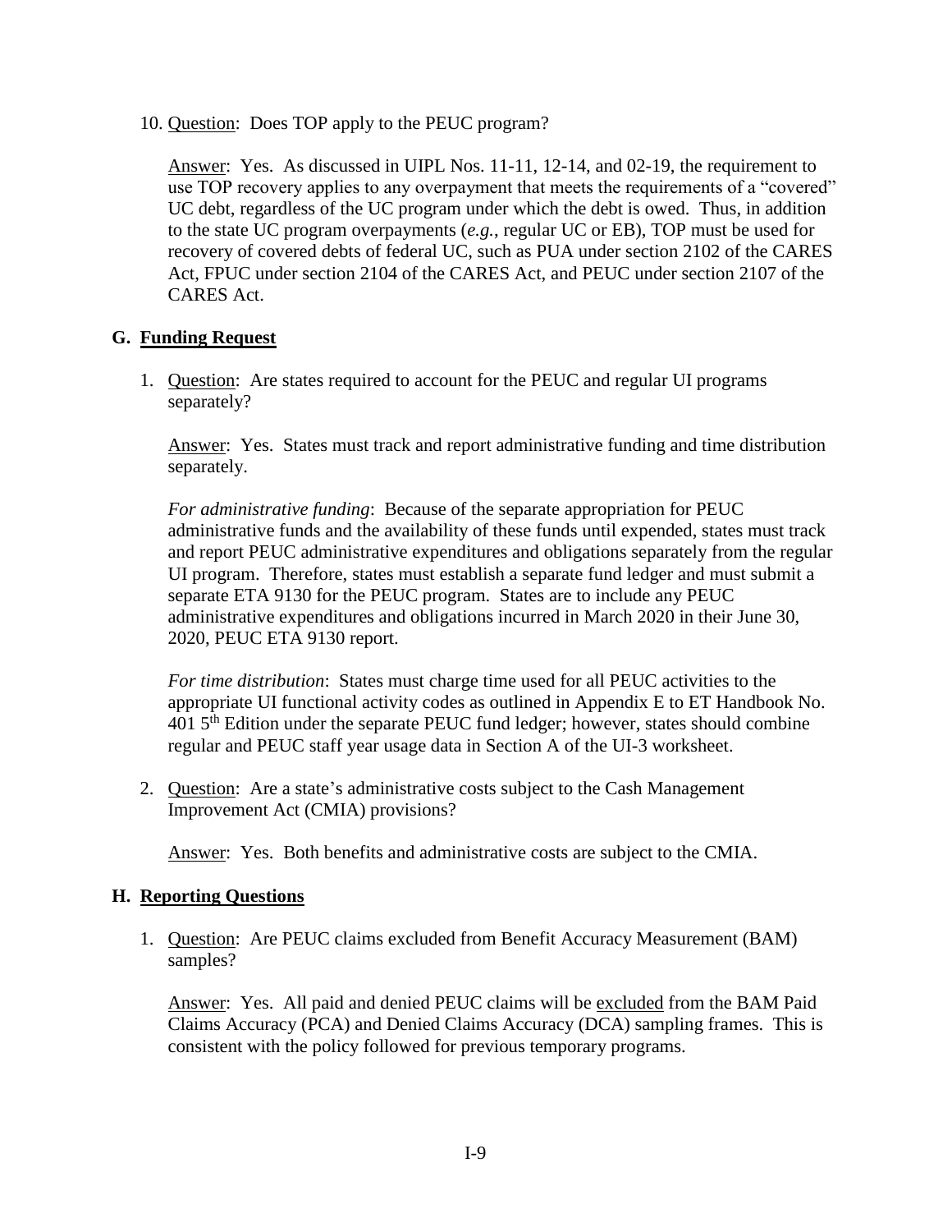10. Question: Does TOP apply to the PEUC program?

    Answer: Yes. As discussed in UIPL Nos. 11-11, 12-14, and 02-19, the requirement to use TOP recovery applies to any overpayment that meets the requirements of a "covered" UC debt, regardless of the UC program under which the debt is owed. Thus, in addition to the state UC program overpayments (*e.g.*, regular UC or EB), TOP must be used for recovery of covered debts of federal UC, such as PUA under section 2102 of the CARES Act, FPUC under section 2104 of the CARES Act, and PEUC under section 2107 of the CARES Act.

## G. Funding Request

1. Question: Are states required to account for the PEUC and regular UI programs separately?

   Answer: Yes. States must track and report administrative funding and time distribution separately.

   *For administrative funding*: Because of the separate appropriation for PEUC administrative funds and the availability of these funds until expended, states must track and report PEUC administrative expenditures and obligations separately from the regular UI program. Therefore, states must establish a separate fund ledger and must submit a separate ETA 9130 for the PEUC program. States are to include any PEUC administrative expenditures and obligations incurred in March 2020 in their June 30, 2020, PEUC ETA 9130 report.

   *For time distribution*: States must charge time used for all PEUC activities to the appropriate UI functional activity codes as outlined in Appendix E to ET Handbook No. 401 5th Edition under the separate PEUC fund ledger; however, states should combine regular and PEUC staff year usage data in Section A of the UI-3 worksheet.

2. Question: Are a state's administrative costs subject to the Cash Management Improvement Act (CMIA) provisions?

   Answer: Yes. Both benefits and administrative costs are subject to the CMIA.

## H. Reporting Questions

1. Question: Are PEUC claims excluded from Benefit Accuracy Measurement (BAM) samples?

   Answer: Yes. All paid and denied PEUC claims will be excluded from the BAM Paid Claims Accuracy (PCA) and Denied Claims Accuracy (DCA) sampling frames. This is consistent with the policy followed for previous temporary programs.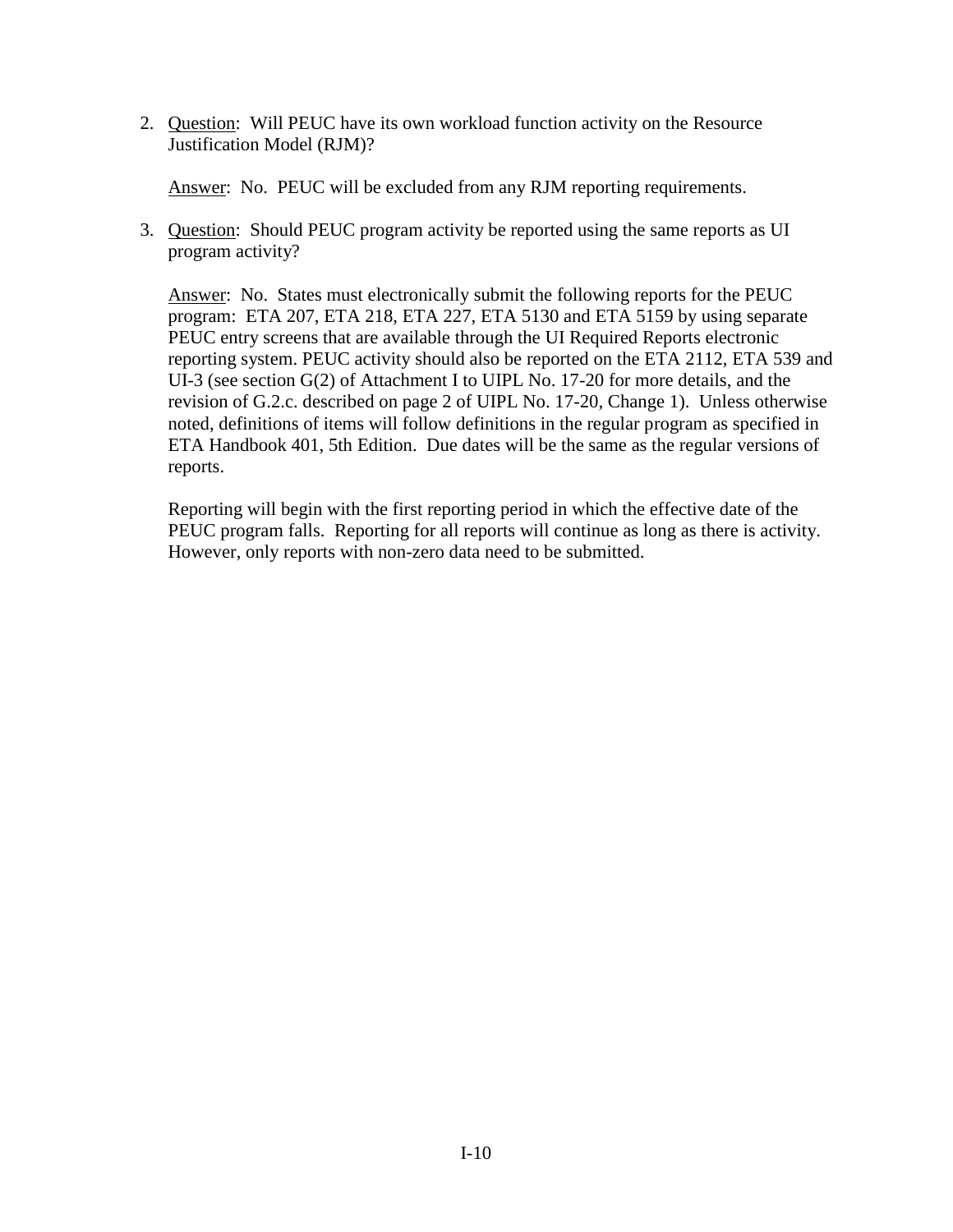2. Question: Will PEUC have its own workload function activity on the Resource Justification Model (RJM)?

   Answer: No. PEUC will be excluded from any RJM reporting requirements.

3. Question: Should PEUC program activity be reported using the same reports as UI program activity?

   Answer: No. States must electronically submit the following reports for the PEUC program: ETA 207, ETA 218, ETA 227, ETA 5130 and ETA 5159 by using separate PEUC entry screens that are available through the UI Required Reports electronic reporting system. PEUC activity should also be reported on the ETA 2112, ETA 539 and UI-3 (see section G(2) of Attachment I to UIPL No. 17-20 for more details, and the revision of G.2.c. described on page 2 of UIPL No. 17-20, Change 1). Unless otherwise noted, definitions of items will follow definitions in the regular program as specified in ETA Handbook 401, 5th Edition. Due dates will be the same as the regular versions of reports.

   Reporting will begin with the first reporting period in which the effective date of the PEUC program falls. Reporting for all reports will continue as long as there is activity. However, only reports with non-zero data need to be submitted.